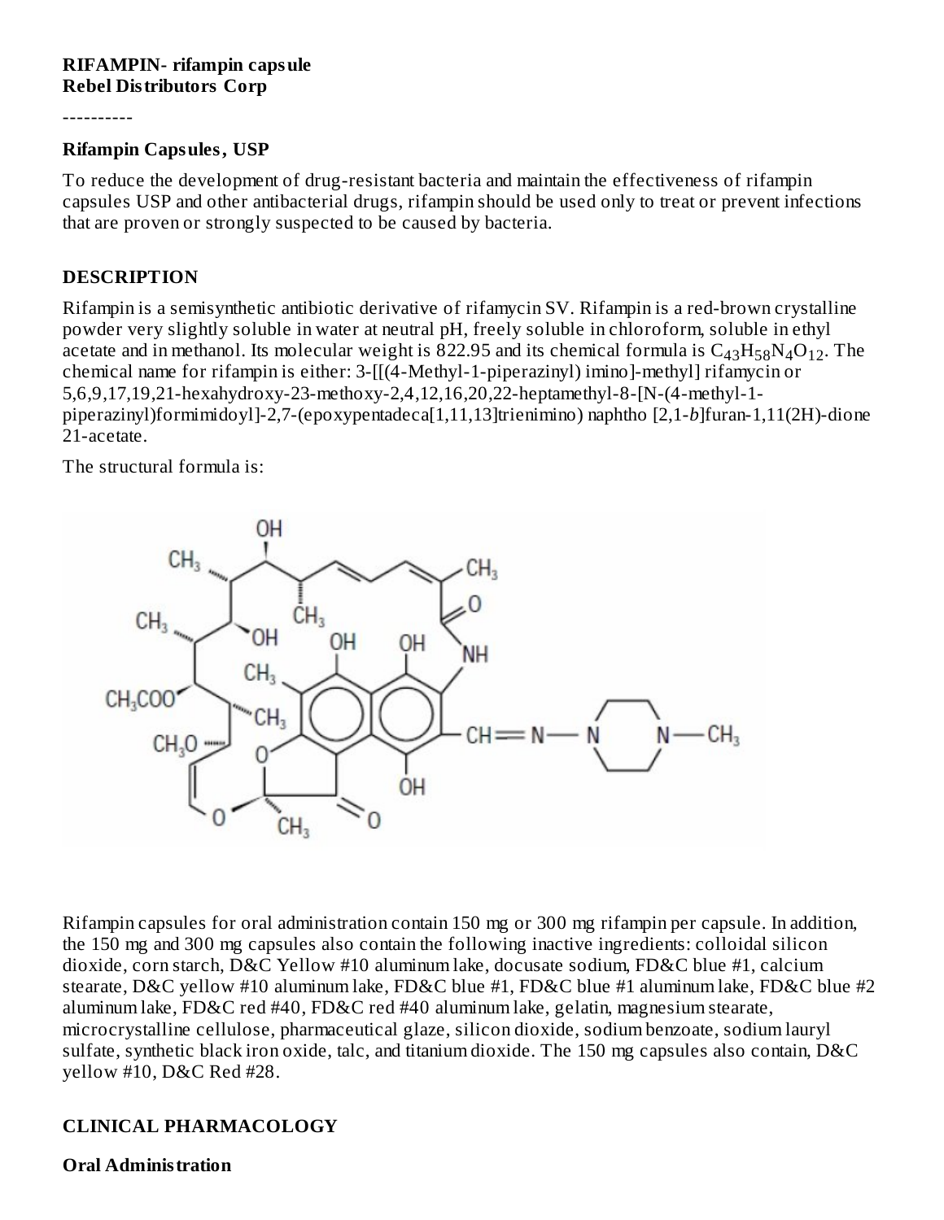**RIFAMPIN- rifampin capsule**
**Rebel Distributors Corp**

----------

**Rifampin Capsules, USP**

To reduce the development of drug-resistant bacteria and maintain the effectiveness of rifampin capsules USP and other antibacterial drugs, rifampin should be used only to treat or prevent infections that are proven or strongly suspected to be caused by bacteria.

## DESCRIPTION

Rifampin is a semisynthetic antibiotic derivative of rifamycin SV. Rifampin is a red-brown crystalline powder very slightly soluble in water at neutral pH, freely soluble in chloroform, soluble in ethyl acetate and in methanol. Its molecular weight is 822.95 and its chemical formula is $C_{43}H_{58}N_4O_{12}$. The chemical name for rifampin is either: 3-[[(4-Methyl-1-piperazinyl) imino]-methyl] rifamycin or 5,6,9,17,19,21-hexahydroxy-23-methoxy-2,4,12,16,20,22-heptamethyl-8-[N-(4-methyl-1-piperazinyl)formimidoyl]-2,7-(epoxypentadeca[1,11,13]trienimino) naphtho [2,1-*b*]furan-1,11(2H)-dione 21-acetate.

The structural formula is:

Rifampin capsules for oral administration contain 150 mg or 300 mg rifampin per capsule. In addition, the 150 mg and 300 mg capsules also contain the following inactive ingredients: colloidal silicon dioxide, corn starch, D&C Yellow #10 aluminum lake, docusate sodium, FD&C blue #1, calcium stearate, D&C yellow #10 aluminum lake, FD&C blue #1, FD&C blue #1 aluminum lake, FD&C blue #2 aluminum lake, FD&C red #40, FD&C red #40 aluminum lake, gelatin, magnesium stearate, microcrystalline cellulose, pharmaceutical glaze, silicon dioxide, sodium benzoate, sodium lauryl sulfate, synthetic black iron oxide, talc, and titanium dioxide. The 150 mg capsules also contain, D&C yellow #10, D&C Red #28.

## CLINICAL PHARMACOLOGY

**Oral Administration**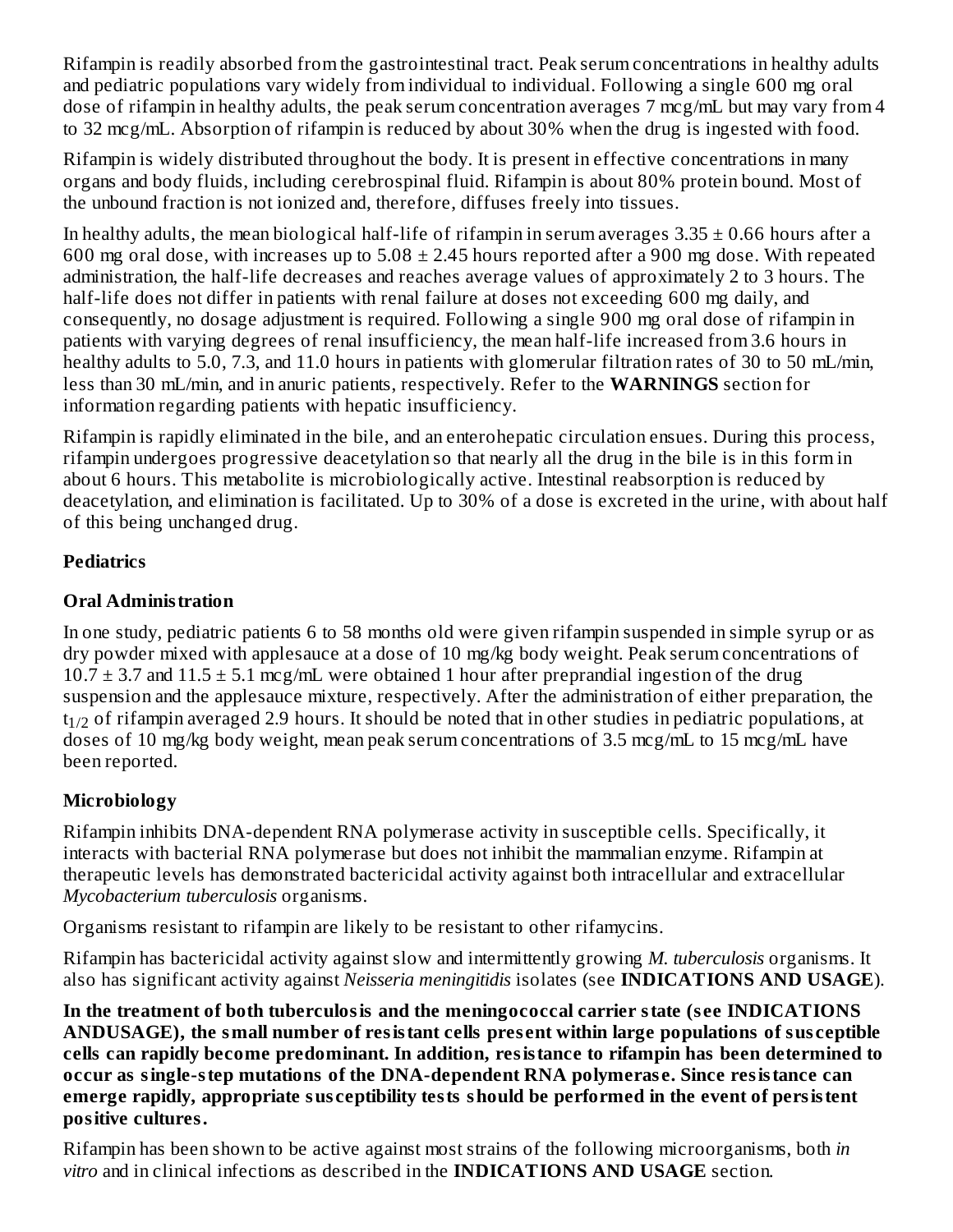Rifampin is readily absorbed from the gastrointestinal tract. Peak serum concentrations in healthy adults and pediatric populations vary widely from individual to individual. Following a single 600 mg oral dose of rifampin in healthy adults, the peak serum concentration averages 7 mcg/mL but may vary from 4 to 32 mcg/mL. Absorption of rifampin is reduced by about 30% when the drug is ingested with food.

Rifampin is widely distributed throughout the body. It is present in effective concentrations in many organs and body fluids, including cerebrospinal fluid. Rifampin is about 80% protein bound. Most of the unbound fraction is not ionized and, therefore, diffuses freely into tissues.

In healthy adults, the mean biological half-life of rifampin in serum averages $3.35 \pm 0.66$ hours after a 600 mg oral dose, with increases up to $5.08 \pm 2.45$ hours reported after a 900 mg dose. With repeated administration, the half-life decreases and reaches average values of approximately 2 to 3 hours. The half-life does not differ in patients with renal failure at doses not exceeding 600 mg daily, and consequently, no dosage adjustment is required. Following a single 900 mg oral dose of rifampin in patients with varying degrees of renal insufficiency, the mean half-life increased from 3.6 hours in healthy adults to 5.0, 7.3, and 11.0 hours in patients with glomerular filtration rates of 30 to 50 mL/min, less than 30 mL/min, and in anuric patients, respectively. Refer to the **WARNINGS** section for information regarding patients with hepatic insufficiency.

Rifampin is rapidly eliminated in the bile, and an enterohepatic circulation ensues. During this process, rifampin undergoes progressive deacetylation so that nearly all the drug in the bile is in this form in about 6 hours. This metabolite is microbiologically active. Intestinal reabsorption is reduced by deacetylation, and elimination is facilitated. Up to 30% of a dose is excreted in the urine, with about half of this being unchanged drug.

**Pediatrics**

**Oral Administration**

In one study, pediatric patients 6 to 58 months old were given rifampin suspended in simple syrup or as dry powder mixed with applesauce at a dose of 10 mg/kg body weight. Peak serum concentrations of $10.7 \pm 3.7$ and $11.5 \pm 5.1$ mcg/mL were obtained 1 hour after preprandial ingestion of the drug suspension and the applesauce mixture, respectively. After the administration of either preparation, the $t_{1/2}$ of rifampin averaged 2.9 hours. It should be noted that in other studies in pediatric populations, at doses of 10 mg/kg body weight, mean peak serum concentrations of 3.5 mcg/mL to 15 mcg/mL have been reported.

**Microbiology**

Rifampin inhibits DNA-dependent RNA polymerase activity in susceptible cells. Specifically, it interacts with bacterial RNA polymerase but does not inhibit the mammalian enzyme. Rifampin at therapeutic levels has demonstrated bactericidal activity against both intracellular and extracellular *Mycobacterium tuberculosis* organisms.

Organisms resistant to rifampin are likely to be resistant to other rifamycins.

Rifampin has bactericidal activity against slow and intermittently growing *M. tuberculosis* organisms. It also has significant activity against *Neisseria meningitidis* isolates (see **INDICATIONS AND USAGE**).

**In the treatment of both tuberculosis and the meningococcal carrier state (see INDICATIONS ANDUSAGE), the small number of resistant cells present within large populations of susceptible cells can rapidly become predominant. In addition, resistance to rifampin has been determined to occur as single-step mutations of the DNA-dependent RNA polymerase. Since resistance can emerge rapidly, appropriate susceptibility tests should be performed in the event of persistent positive cultures.**

Rifampin has been shown to be active against most strains of the following microorganisms, both *in vitro* and in clinical infections as described in the **INDICATIONS AND USAGE** section.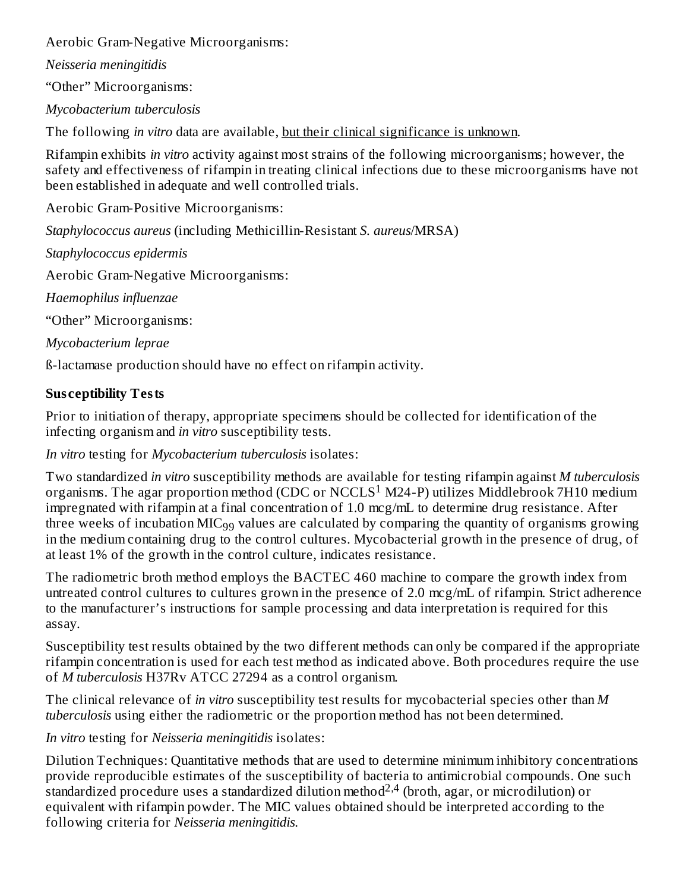Aerobic Gram-Negative Microorganisms:

*Neisseria meningitidis*

“Other” Microorganisms:

*Mycobacterium tuberculosis*

The following *in vitro* data are available, <u>but their clinical significance is unknown</u>.

Rifampin exhibits *in vitro* activity against most strains of the following microorganisms; however, the safety and effectiveness of rifampin in treating clinical infections due to these microorganisms have not been established in adequate and well controlled trials.

Aerobic Gram-Positive Microorganisms:

*Staphylococcus aureus* (including Methicillin-Resistant *S. aureus*/MRSA)

*Staphylococcus epidermis*

Aerobic Gram-Negative Microorganisms:

*Haemophilus influenzae*

“Other” Microorganisms:

*Mycobacterium leprae*

ß-lactamase production should have no effect on rifampin activity.

**Susceptibility Tests**

Prior to initiation of therapy, appropriate specimens should be collected for identification of the infecting organism and *in vitro* susceptibility tests.

*In vitro* testing for *Mycobacterium tuberculosis* isolates:

Two standardized *in vitro* susceptibility methods are available for testing rifampin against *M tuberculosis* organisms. The agar proportion method (CDC or NCCLS[1] M24-P) utilizes Middlebrook 7H10 medium impregnated with rifampin at a final concentration of 1.0 mcg/mL to determine drug resistance. After three weeks of incubation $MIC_{99}$ values are calculated by comparing the quantity of organisms growing in the medium containing drug to the control cultures. Mycobacterial growth in the presence of drug, of at least 1% of the growth in the control culture, indicates resistance.

The radiometric broth method employs the BACTEC 460 machine to compare the growth index from untreated control cultures to cultures grown in the presence of 2.0 mcg/mL of rifampin. Strict adherence to the manufacturer’s instructions for sample processing and data interpretation is required for this assay.

Susceptibility test results obtained by the two different methods can only be compared if the appropriate rifampin concentration is used for each test method as indicated above. Both procedures require the use of *M tuberculosis* H37Rv ATCC 27294 as a control organism.

The clinical relevance of *in vitro* susceptibility test results for mycobacterial species other than *M tuberculosis* using either the radiometric or the proportion method has not been determined.

*In vitro* testing for *Neisseria meningitidis* isolates:

Dilution Techniques: Quantitative methods that are used to determine minimum inhibitory concentrations provide reproducible estimates of the susceptibility of bacteria to antimicrobial compounds. One such standardized procedure uses a standardized dilution method[2,4] (broth, agar, or microdilution) or equivalent with rifampin powder. The MIC values obtained should be interpreted according to the following criteria for *Neisseria meningitidis.*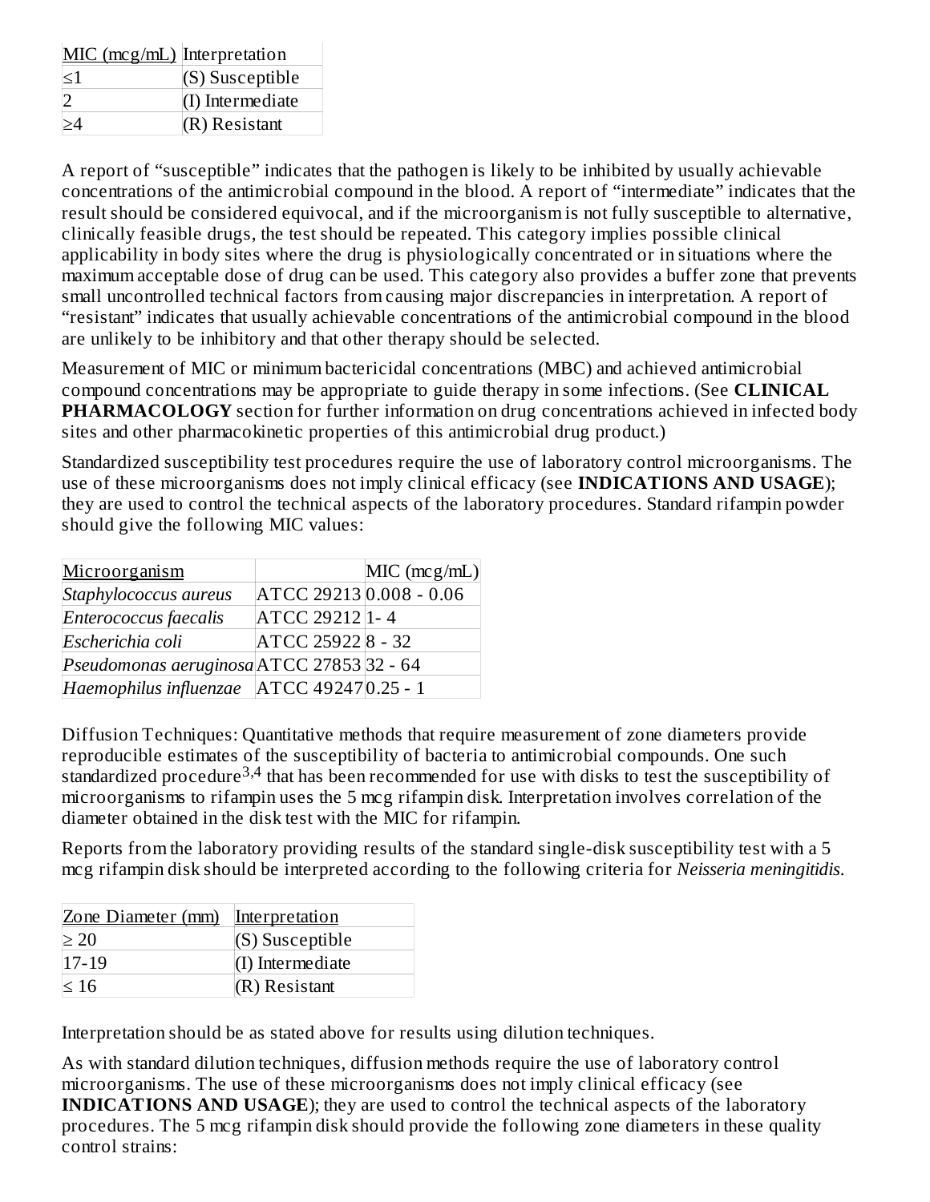| MIC (mcg/mL) | Interpretation |
|---|---|
| ≤1 | (S) Susceptible |
| 2 | (I) Intermediate |
| ≥4 | (R) Resistant |

A report of "susceptible" indicates that the pathogen is likely to be inhibited by usually achievable concentrations of the antimicrobial compound in the blood. A report of "intermediate" indicates that the result should be considered equivocal, and if the microorganism is not fully susceptible to alternative, clinically feasible drugs, the test should be repeated. This category implies possible clinical applicability in body sites where the drug is physiologically concentrated or in situations where the maximum acceptable dose of drug can be used. This category also provides a buffer zone that prevents small uncontrolled technical factors from causing major discrepancies in interpretation. A report of "resistant" indicates that usually achievable concentrations of the antimicrobial compound in the blood are unlikely to be inhibitory and that other therapy should be selected.

Measurement of MIC or minimum bactericidal concentrations (MBC) and achieved antimicrobial compound concentrations may be appropriate to guide therapy in some infections. (See **CLINICAL PHARMACOLOGY** section for further information on drug concentrations achieved in infected body sites and other pharmacokinetic properties of this antimicrobial drug product.)

Standardized susceptibility test procedures require the use of laboratory control microorganisms. The use of these microorganisms does not imply clinical efficacy (see **INDICATIONS AND USAGE**); they are used to control the technical aspects of the laboratory procedures. Standard rifampin powder should give the following MIC values:

| Microorganism | | MIC (mcg/mL) |
|---|---|---|
| *Staphylococcus aureus* | ATCC 29213 | 0.008 - 0.06 |
| *Enterococcus faecalis* | ATCC 29212 | 1- 4 |
| *Escherichia coli* | ATCC 25922 | 8 - 32 |
| *Pseudomonas aeruginosa* | ATCC 27853 | 32 - 64 |
| *Haemophilus influenzae* | ATCC 49247 | 0.25 - 1 |

Diffusion Techniques: Quantitative methods that require measurement of zone diameters provide reproducible estimates of the susceptibility of bacteria to antimicrobial compounds. One such standardized procedure[3,4] that has been recommended for use with disks to test the susceptibility of microorganisms to rifampin uses the 5 mcg rifampin disk. Interpretation involves correlation of the diameter obtained in the disk test with the MIC for rifampin.

Reports from the laboratory providing results of the standard single-disk susceptibility test with a 5 mcg rifampin disk should be interpreted according to the following criteria for *Neisseria meningitidis*.

| Zone Diameter (mm) | Interpretation |
|---|---|
| ≥ 20 | (S) Susceptible |
| 17-19 | (I) Intermediate |
| ≤ 16 | (R) Resistant |

Interpretation should be as stated above for results using dilution techniques.

As with standard dilution techniques, diffusion methods require the use of laboratory control microorganisms. The use of these microorganisms does not imply clinical efficacy (see **INDICATIONS AND USAGE**); they are used to control the technical aspects of the laboratory procedures. The 5 mcg rifampin disk should provide the following zone diameters in these quality control strains: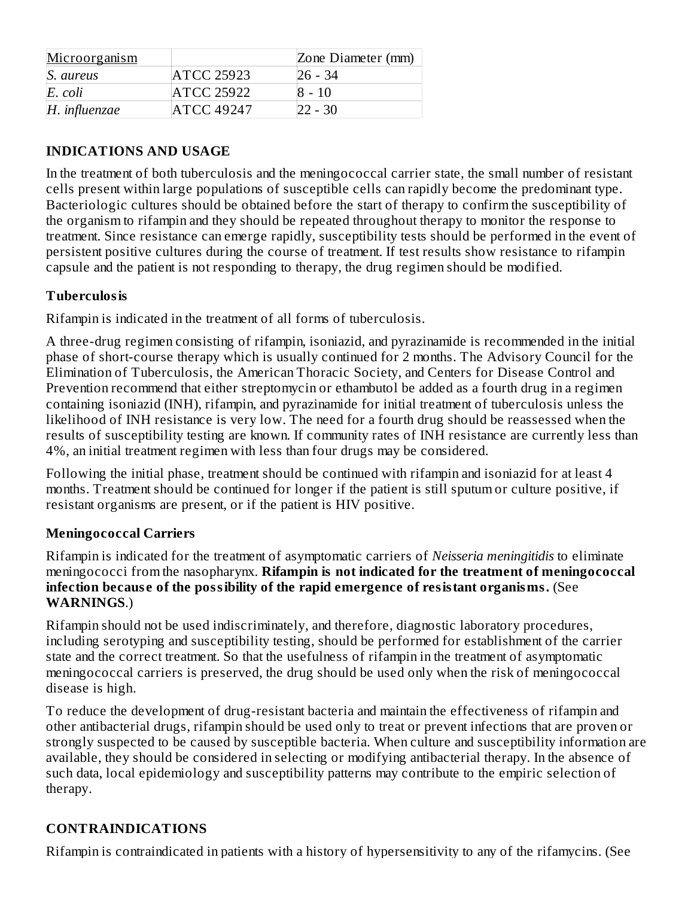| Microorganism | | Zone Diameter (mm) |
|---|---|---|
| *S. aureus* | ATCC 25923 | 26 - 34 |
| *E. coli* | ATCC 25922 | 8 - 10 |
| *H. influenzae* | ATCC 49247 | 22 - 30 |

## INDICATIONS AND USAGE

In the treatment of both tuberculosis and the meningococcal carrier state, the small number of resistant cells present within large populations of susceptible cells can rapidly become the predominant type. Bacteriologic cultures should be obtained before the start of therapy to confirm the susceptibility of the organism to rifampin and they should be repeated throughout therapy to monitor the response to treatment. Since resistance can emerge rapidly, susceptibility tests should be performed in the event of persistent positive cultures during the course of treatment. If test results show resistance to rifampin capsule and the patient is not responding to therapy, the drug regimen should be modified.

### Tuberculosis

Rifampin is indicated in the treatment of all forms of tuberculosis.

A three-drug regimen consisting of rifampin, isoniazid, and pyrazinamide is recommended in the initial phase of short-course therapy which is usually continued for 2 months. The Advisory Council for the Elimination of Tuberculosis, the American Thoracic Society, and Centers for Disease Control and Prevention recommend that either streptomycin or ethambutol be added as a fourth drug in a regimen containing isoniazid (INH), rifampin, and pyrazinamide for initial treatment of tuberculosis unless the likelihood of INH resistance is very low. The need for a fourth drug should be reassessed when the results of susceptibility testing are known. If community rates of INH resistance are currently less than 4%, an initial treatment regimen with less than four drugs may be considered.

Following the initial phase, treatment should be continued with rifampin and isoniazid for at least 4 months. Treatment should be continued for longer if the patient is still sputum or culture positive, if resistant organisms are present, or if the patient is HIV positive.

### Meningococcal Carriers

Rifampin is indicated for the treatment of asymptomatic carriers of *Neisseria meningitidis* to eliminate meningococci from the nasopharynx. **Rifampin is not indicated for the treatment of meningococcal infection because of the possibility of the rapid emergence of resistant organisms.** (See **WARNINGS**.)

Rifampin should not be used indiscriminately, and therefore, diagnostic laboratory procedures, including serotyping and susceptibility testing, should be performed for establishment of the carrier state and the correct treatment. So that the usefulness of rifampin in the treatment of asymptomatic meningococcal carriers is preserved, the drug should be used only when the risk of meningococcal disease is high.

To reduce the development of drug-resistant bacteria and maintain the effectiveness of rifampin and other antibacterial drugs, rifampin should be used only to treat or prevent infections that are proven or strongly suspected to be caused by susceptible bacteria. When culture and susceptibility information are available, they should be considered in selecting or modifying antibacterial therapy. In the absence of such data, local epidemiology and susceptibility patterns may contribute to the empiric selection of therapy.

## CONTRAINDICATIONS

Rifampin is contraindicated in patients with a history of hypersensitivity to any of the rifamycins. (See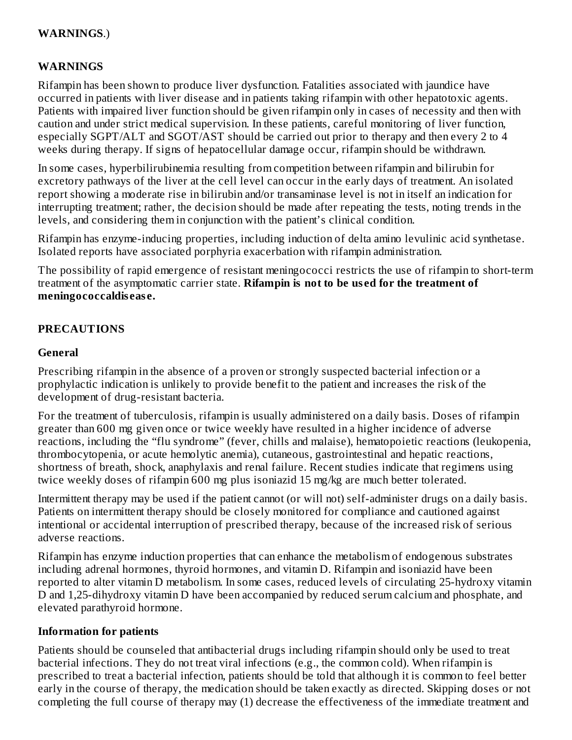**WARNINGS**.)

## WARNINGS

Rifampin has been shown to produce liver dysfunction. Fatalities associated with jaundice have occurred in patients with liver disease and in patients taking rifampin with other hepatotoxic agents. Patients with impaired liver function should be given rifampin only in cases of necessity and then with caution and under strict medical supervision. In these patients, careful monitoring of liver function, especially SGPT/ALT and SGOT/AST should be carried out prior to therapy and then every 2 to 4 weeks during therapy. If signs of hepatocellular damage occur, rifampin should be withdrawn.

In some cases, hyperbilirubinemia resulting from competition between rifampin and bilirubin for excretory pathways of the liver at the cell level can occur in the early days of treatment. An isolated report showing a moderate rise in bilirubin and/or transaminase level is not in itself an indication for interrupting treatment; rather, the decision should be made after repeating the tests, noting trends in the levels, and considering them in conjunction with the patient's clinical condition.

Rifampin has enzyme-inducing properties, including induction of delta amino levulinic acid synthetase. Isolated reports have associated porphyria exacerbation with rifampin administration.

The possibility of rapid emergence of resistant meningococci restricts the use of rifampin to short-term treatment of the asymptomatic carrier state. **Rifampin is not to be used for the treatment of meningococcaldisease.**

## PRECAUTIONS

### General

Prescribing rifampin in the absence of a proven or strongly suspected bacterial infection or a prophylactic indication is unlikely to provide benefit to the patient and increases the risk of the development of drug-resistant bacteria.

For the treatment of tuberculosis, rifampin is usually administered on a daily basis. Doses of rifampin greater than 600 mg given once or twice weekly have resulted in a higher incidence of adverse reactions, including the "flu syndrome" (fever, chills and malaise), hematopoietic reactions (leukopenia, thrombocytopenia, or acute hemolytic anemia), cutaneous, gastrointestinal and hepatic reactions, shortness of breath, shock, anaphylaxis and renal failure. Recent studies indicate that regimens using twice weekly doses of rifampin 600 mg plus isoniazid 15 mg/kg are much better tolerated.

Intermittent therapy may be used if the patient cannot (or will not) self-administer drugs on a daily basis. Patients on intermittent therapy should be closely monitored for compliance and cautioned against intentional or accidental interruption of prescribed therapy, because of the increased risk of serious adverse reactions.

Rifampin has enzyme induction properties that can enhance the metabolism of endogenous substrates including adrenal hormones, thyroid hormones, and vitamin D. Rifampin and isoniazid have been reported to alter vitamin D metabolism. In some cases, reduced levels of circulating 25-hydroxy vitamin D and 1,25-dihydroxy vitamin D have been accompanied by reduced serum calcium and phosphate, and elevated parathyroid hormone.

### Information for patients

Patients should be counseled that antibacterial drugs including rifampin should only be used to treat bacterial infections. They do not treat viral infections (e.g., the common cold). When rifampin is prescribed to treat a bacterial infection, patients should be told that although it is common to feel better early in the course of therapy, the medication should be taken exactly as directed. Skipping doses or not completing the full course of therapy may (1) decrease the effectiveness of the immediate treatment and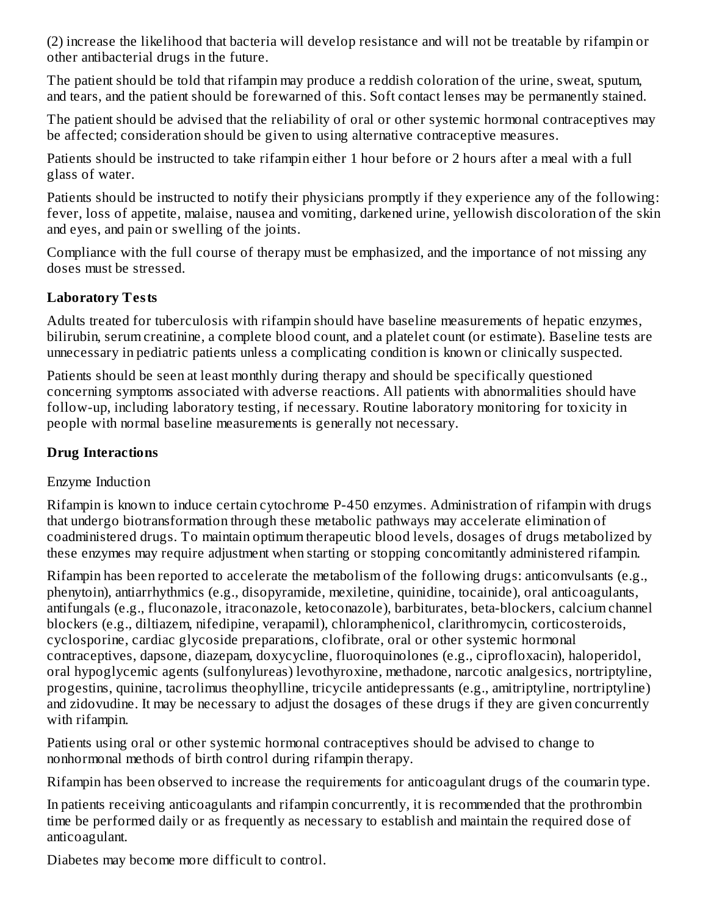(2) increase the likelihood that bacteria will develop resistance and will not be treatable by rifampin or other antibacterial drugs in the future.

The patient should be told that rifampin may produce a reddish coloration of the urine, sweat, sputum, and tears, and the patient should be forewarned of this. Soft contact lenses may be permanently stained.

The patient should be advised that the reliability of oral or other systemic hormonal contraceptives may be affected; consideration should be given to using alternative contraceptive measures.

Patients should be instructed to take rifampin either 1 hour before or 2 hours after a meal with a full glass of water.

Patients should be instructed to notify their physicians promptly if they experience any of the following: fever, loss of appetite, malaise, nausea and vomiting, darkened urine, yellowish discoloration of the skin and eyes, and pain or swelling of the joints.

Compliance with the full course of therapy must be emphasized, and the importance of not missing any doses must be stressed.

**Laboratory Tests**

Adults treated for tuberculosis with rifampin should have baseline measurements of hepatic enzymes, bilirubin, serum creatinine, a complete blood count, and a platelet count (or estimate). Baseline tests are unnecessary in pediatric patients unless a complicating condition is known or clinically suspected.

Patients should be seen at least monthly during therapy and should be specifically questioned concerning symptoms associated with adverse reactions. All patients with abnormalities should have follow-up, including laboratory testing, if necessary. Routine laboratory monitoring for toxicity in people with normal baseline measurements is generally not necessary.

**Drug Interactions**

Enzyme Induction

Rifampin is known to induce certain cytochrome P-450 enzymes. Administration of rifampin with drugs that undergo biotransformation through these metabolic pathways may accelerate elimination of coadministered drugs. To maintain optimum therapeutic blood levels, dosages of drugs metabolized by these enzymes may require adjustment when starting or stopping concomitantly administered rifampin.

Rifampin has been reported to accelerate the metabolism of the following drugs: anticonvulsants (e.g., phenytoin), antiarrhythmics (e.g., disopyramide, mexiletine, quinidine, tocainide), oral anticoagulants, antifungals (e.g., fluconazole, itraconazole, ketoconazole), barbiturates, beta-blockers, calcium channel blockers (e.g., diltiazem, nifedipine, verapamil), chloramphenicol, clarithromycin, corticosteroids, cyclosporine, cardiac glycoside preparations, clofibrate, oral or other systemic hormonal contraceptives, dapsone, diazepam, doxycycline, fluoroquinolones (e.g., ciprofloxacin), haloperidol, oral hypoglycemic agents (sulfonylureas) levothyroxine, methadone, narcotic analgesics, nortriptyline, progestins, quinine, tacrolimus theophylline, tricycile antidepressants (e.g., amitriptyline, nortriptyline) and zidovudine. It may be necessary to adjust the dosages of these drugs if they are given concurrently with rifampin.

Patients using oral or other systemic hormonal contraceptives should be advised to change to nonhormonal methods of birth control during rifampin therapy.

Rifampin has been observed to increase the requirements for anticoagulant drugs of the coumarin type.

In patients receiving anticoagulants and rifampin concurrently, it is recommended that the prothrombin time be performed daily or as frequently as necessary to establish and maintain the required dose of anticoagulant.

Diabetes may become more difficult to control.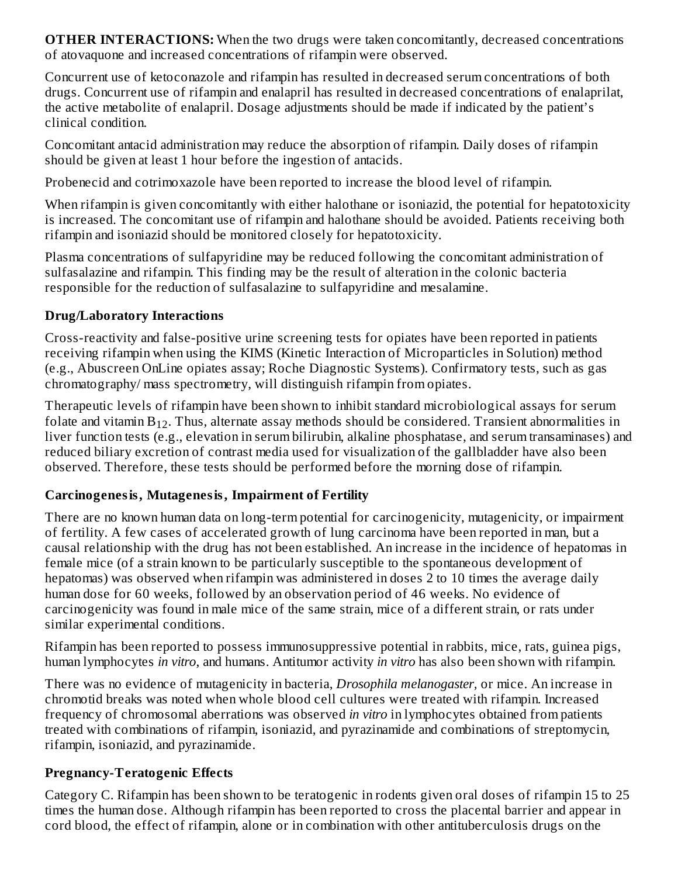**OTHER INTERACTIONS:** When the two drugs were taken concomitantly, decreased concentrations of atovaquone and increased concentrations of rifampin were observed.

Concurrent use of ketoconazole and rifampin has resulted in decreased serum concentrations of both drugs. Concurrent use of rifampin and enalapril has resulted in decreased concentrations of enalaprilat, the active metabolite of enalapril. Dosage adjustments should be made if indicated by the patient's clinical condition.

Concomitant antacid administration may reduce the absorption of rifampin. Daily doses of rifampin should be given at least 1 hour before the ingestion of antacids.

Probenecid and cotrimoxazole have been reported to increase the blood level of rifampin.

When rifampin is given concomitantly with either halothane or isoniazid, the potential for hepatotoxicity is increased. The concomitant use of rifampin and halothane should be avoided. Patients receiving both rifampin and isoniazid should be monitored closely for hepatotoxicity.

Plasma concentrations of sulfapyridine may be reduced following the concomitant administration of sulfasalazine and rifampin. This finding may be the result of alteration in the colonic bacteria responsible for the reduction of sulfasalazine to sulfapyridine and mesalamine.

### Drug/Laboratory Interactions

Cross-reactivity and false-positive urine screening tests for opiates have been reported in patients receiving rifampin when using the KIMS (Kinetic Interaction of Microparticles in Solution) method (e.g., Abuscreen OnLine opiates assay; Roche Diagnostic Systems). Confirmatory tests, such as gas chromatography/ mass spectrometry, will distinguish rifampin from opiates.

Therapeutic levels of rifampin have been shown to inhibit standard microbiological assays for serum folate and vitamin $B_{12}$. Thus, alternate assay methods should be considered. Transient abnormalities in liver function tests (e.g., elevation in serum bilirubin, alkaline phosphatase, and serum transaminases) and reduced biliary excretion of contrast media used for visualization of the gallbladder have also been observed. Therefore, these tests should be performed before the morning dose of rifampin.

### Carcinogenesis, Mutagenesis, Impairment of Fertility

There are no known human data on long-term potential for carcinogenicity, mutagenicity, or impairment of fertility. A few cases of accelerated growth of lung carcinoma have been reported in man, but a causal relationship with the drug has not been established. An increase in the incidence of hepatomas in female mice (of a strain known to be particularly susceptible to the spontaneous development of hepatomas) was observed when rifampin was administered in doses 2 to 10 times the average daily human dose for 60 weeks, followed by an observation period of 46 weeks. No evidence of carcinogenicity was found in male mice of the same strain, mice of a different strain, or rats under similar experimental conditions.

Rifampin has been reported to possess immunosuppressive potential in rabbits, mice, rats, guinea pigs, human lymphocytes *in vitro*, and humans. Antitumor activity *in vitro* has also been shown with rifampin.

There was no evidence of mutagenicity in bacteria, *Drosophila melanogaster*, or mice. An increase in chromotid breaks was noted when whole blood cell cultures were treated with rifampin. Increased frequency of chromosomal aberrations was observed *in vitro* in lymphocytes obtained from patients treated with combinations of rifampin, isoniazid, and pyrazinamide and combinations of streptomycin, rifampin, isoniazid, and pyrazinamide.

### Pregnancy-Teratogenic Effects

Category C. Rifampin has been shown to be teratogenic in rodents given oral doses of rifampin 15 to 25 times the human dose. Although rifampin has been reported to cross the placental barrier and appear in cord blood, the effect of rifampin, alone or in combination with other antituberculosis drugs on the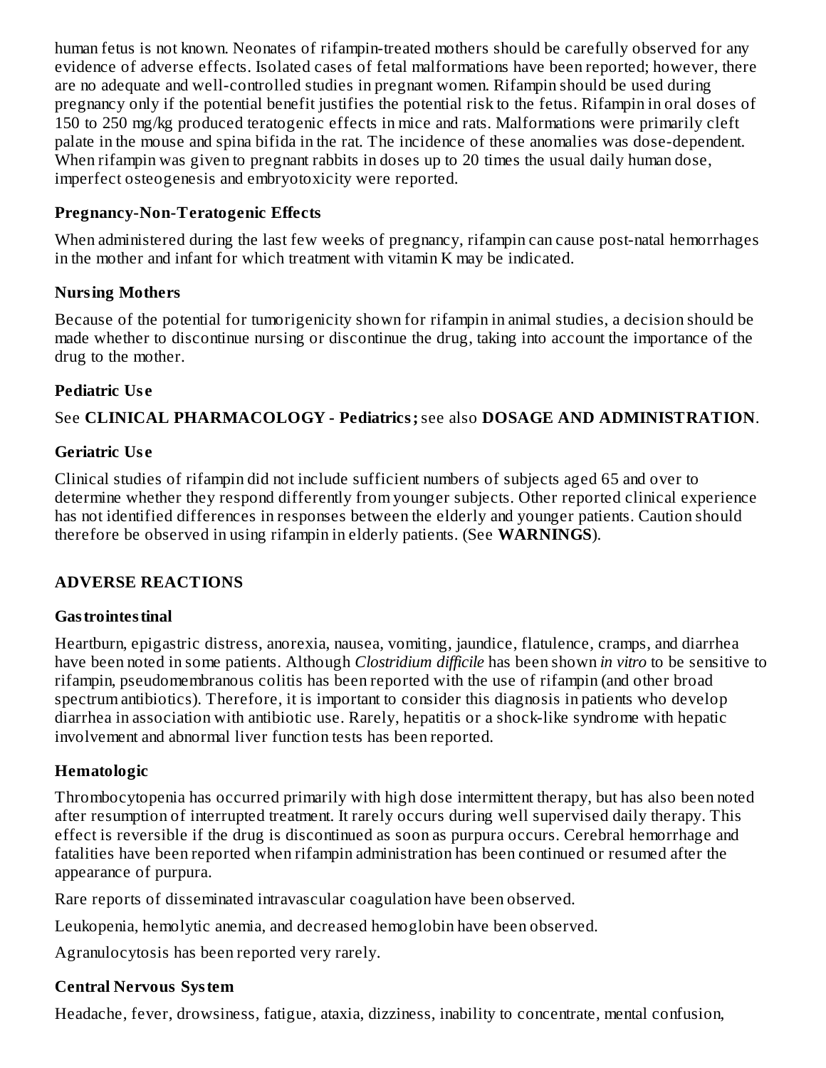human fetus is not known. Neonates of rifampin-treated mothers should be carefully observed for any evidence of adverse effects. Isolated cases of fetal malformations have been reported; however, there are no adequate and well-controlled studies in pregnant women. Rifampin should be used during pregnancy only if the potential benefit justifies the potential risk to the fetus. Rifampin in oral doses of 150 to 250 mg/kg produced teratogenic effects in mice and rats. Malformations were primarily cleft palate in the mouse and spina bifida in the rat. The incidence of these anomalies was dose-dependent. When rifampin was given to pregnant rabbits in doses up to 20 times the usual daily human dose, imperfect osteogenesis and embryotoxicity were reported.

### Pregnancy-Non-Teratogenic Effects

When administered during the last few weeks of pregnancy, rifampin can cause post-natal hemorrhages in the mother and infant for which treatment with vitamin K may be indicated.

### Nursing Mothers

Because of the potential for tumorigenicity shown for rifampin in animal studies, a decision should be made whether to discontinue nursing or discontinue the drug, taking into account the importance of the drug to the mother.

### Pediatric Use

See **CLINICAL PHARMACOLOGY - Pediatrics;** see also **DOSAGE AND ADMINISTRATION**.

### Geriatric Use

Clinical studies of rifampin did not include sufficient numbers of subjects aged 65 and over to determine whether they respond differently from younger subjects. Other reported clinical experience has not identified differences in responses between the elderly and younger patients. Caution should therefore be observed in using rifampin in elderly patients. (See **WARNINGS**).

## ADVERSE REACTIONS

### Gastrointestinal

Heartburn, epigastric distress, anorexia, nausea, vomiting, jaundice, flatulence, cramps, and diarrhea have been noted in some patients. Although *Clostridium difficile* has been shown *in vitro* to be sensitive to rifampin, pseudomembranous colitis has been reported with the use of rifampin (and other broad spectrum antibiotics). Therefore, it is important to consider this diagnosis in patients who develop diarrhea in association with antibiotic use. Rarely, hepatitis or a shock-like syndrome with hepatic involvement and abnormal liver function tests has been reported.

### Hematologic

Thrombocytopenia has occurred primarily with high dose intermittent therapy, but has also been noted after resumption of interrupted treatment. It rarely occurs during well supervised daily therapy. This effect is reversible if the drug is discontinued as soon as purpura occurs. Cerebral hemorrhage and fatalities have been reported when rifampin administration has been continued or resumed after the appearance of purpura.

Rare reports of disseminated intravascular coagulation have been observed.

Leukopenia, hemolytic anemia, and decreased hemoglobin have been observed.

Agranulocytosis has been reported very rarely.

### Central Nervous System

Headache, fever, drowsiness, fatigue, ataxia, dizziness, inability to concentrate, mental confusion,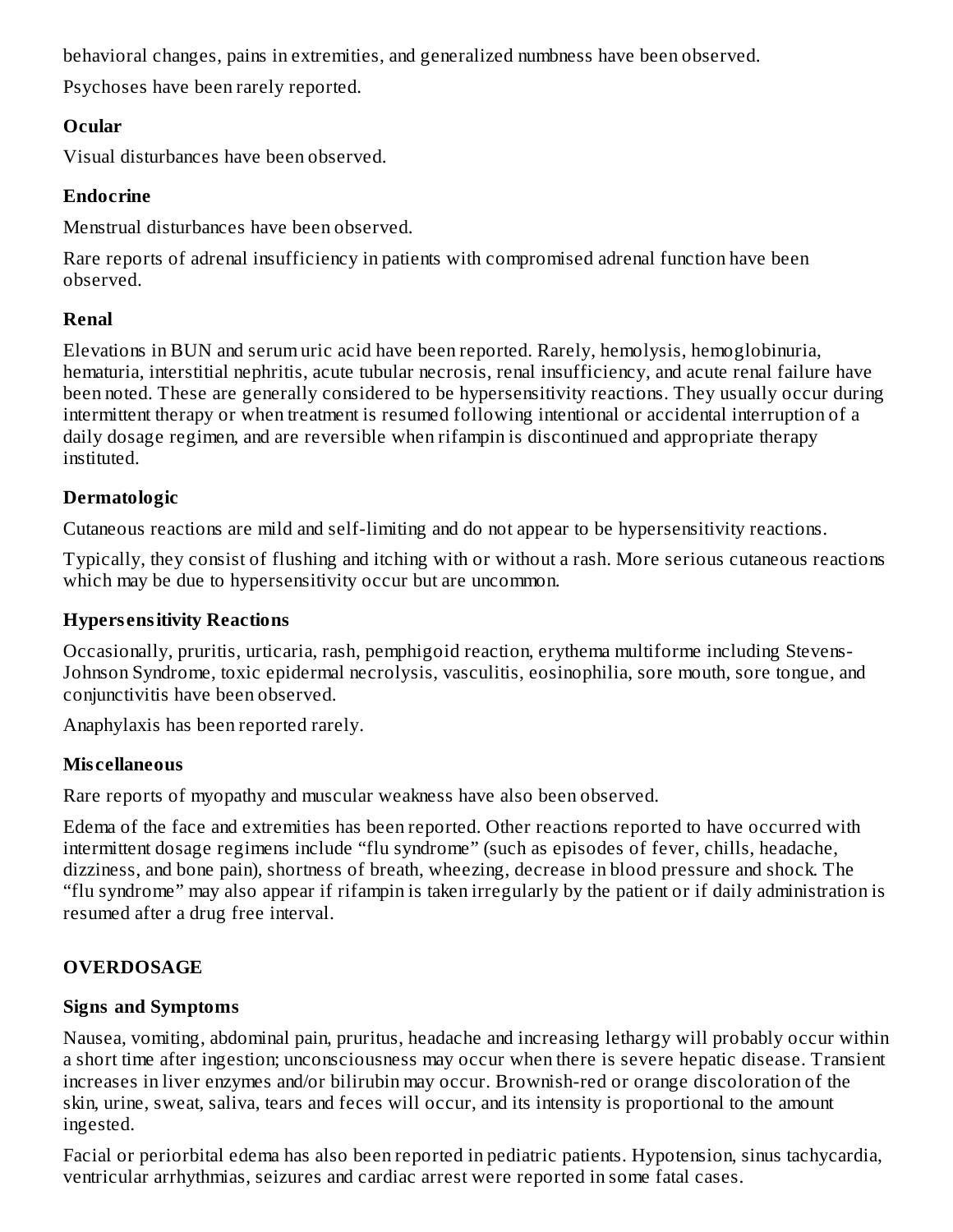behavioral changes, pains in extremities, and generalized numbness have been observed.

Psychoses have been rarely reported.

### Ocular

Visual disturbances have been observed.

### Endocrine

Menstrual disturbances have been observed.

Rare reports of adrenal insufficiency in patients with compromised adrenal function have been observed.

### Renal

Elevations in BUN and serum uric acid have been reported. Rarely, hemolysis, hemoglobinuria, hematuria, interstitial nephritis, acute tubular necrosis, renal insufficiency, and acute renal failure have been noted. These are generally considered to be hypersensitivity reactions. They usually occur during intermittent therapy or when treatment is resumed following intentional or accidental interruption of a daily dosage regimen, and are reversible when rifampin is discontinued and appropriate therapy instituted.

### Dermatologic

Cutaneous reactions are mild and self-limiting and do not appear to be hypersensitivity reactions.

Typically, they consist of flushing and itching with or without a rash. More serious cutaneous reactions which may be due to hypersensitivity occur but are uncommon.

### Hypersensitivity Reactions

Occasionally, pruritis, urticaria, rash, pemphigoid reaction, erythema multiforme including Stevens-Johnson Syndrome, toxic epidermal necrolysis, vasculitis, eosinophilia, sore mouth, sore tongue, and conjunctivitis have been observed.

Anaphylaxis has been reported rarely.

### Miscellaneous

Rare reports of myopathy and muscular weakness have also been observed.

Edema of the face and extremities has been reported. Other reactions reported to have occurred with intermittent dosage regimens include "flu syndrome" (such as episodes of fever, chills, headache, dizziness, and bone pain), shortness of breath, wheezing, decrease in blood pressure and shock. The "flu syndrome" may also appear if rifampin is taken irregularly by the patient or if daily administration is resumed after a drug free interval.

## OVERDOSAGE

### Signs and Symptoms

Nausea, vomiting, abdominal pain, pruritus, headache and increasing lethargy will probably occur within a short time after ingestion; unconsciousness may occur when there is severe hepatic disease. Transient increases in liver enzymes and/or bilirubin may occur. Brownish-red or orange discoloration of the skin, urine, sweat, saliva, tears and feces will occur, and its intensity is proportional to the amount ingested.

Facial or periorbital edema has also been reported in pediatric patients. Hypotension, sinus tachycardia, ventricular arrhythmias, seizures and cardiac arrest were reported in some fatal cases.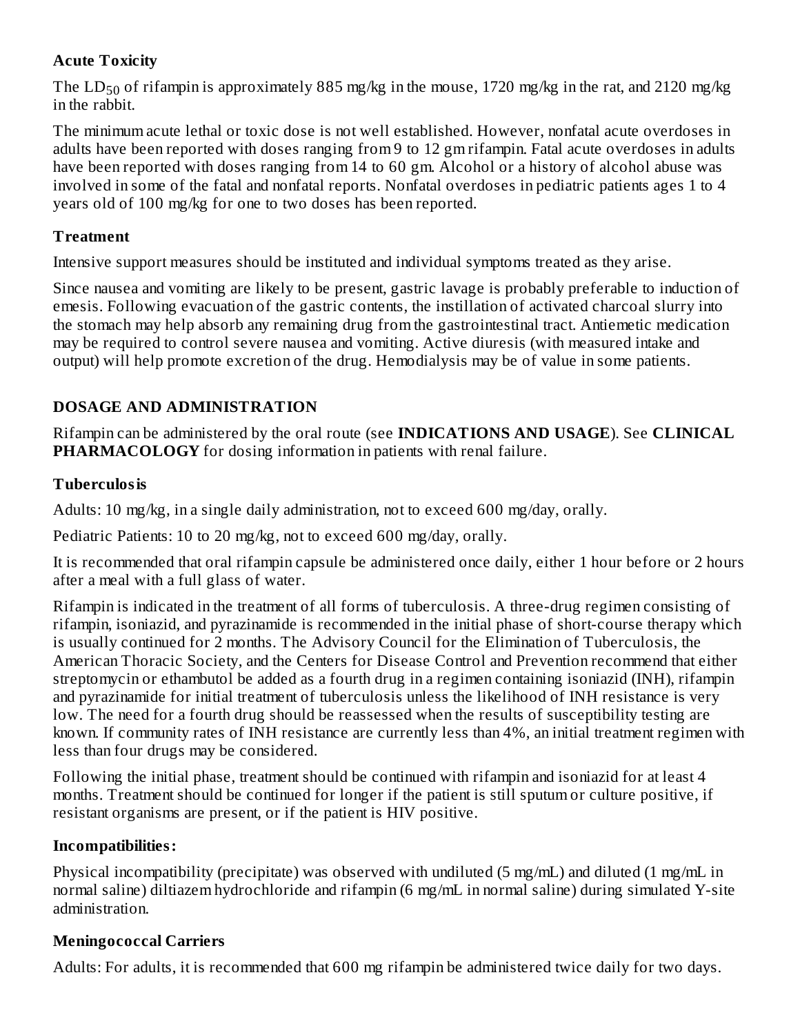### Acute Toxicity

The $LD_{50}$ of rifampin is approximately 885 mg/kg in the mouse, 1720 mg/kg in the rat, and 2120 mg/kg in the rabbit.

The minimum acute lethal or toxic dose is not well established. However, nonfatal acute overdoses in adults have been reported with doses ranging from 9 to 12 gm rifampin. Fatal acute overdoses in adults have been reported with doses ranging from 14 to 60 gm. Alcohol or a history of alcohol abuse was involved in some of the fatal and nonfatal reports. Nonfatal overdoses in pediatric patients ages 1 to 4 years old of 100 mg/kg for one to two doses has been reported.

### Treatment

Intensive support measures should be instituted and individual symptoms treated as they arise.

Since nausea and vomiting are likely to be present, gastric lavage is probably preferable to induction of emesis. Following evacuation of the gastric contents, the instillation of activated charcoal slurry into the stomach may help absorb any remaining drug from the gastrointestinal tract. Antiemetic medication may be required to control severe nausea and vomiting. Active diuresis (with measured intake and output) will help promote excretion of the drug. Hemodialysis may be of value in some patients.

## DOSAGE AND ADMINISTRATION

Rifampin can be administered by the oral route (see **INDICATIONS AND USAGE**). See **CLINICAL PHARMACOLOGY** for dosing information in patients with renal failure.

### Tuberculosis

Adults: 10 mg/kg, in a single daily administration, not to exceed 600 mg/day, orally.

Pediatric Patients: 10 to 20 mg/kg, not to exceed 600 mg/day, orally.

It is recommended that oral rifampin capsule be administered once daily, either 1 hour before or 2 hours after a meal with a full glass of water.

Rifampin is indicated in the treatment of all forms of tuberculosis. A three-drug regimen consisting of rifampin, isoniazid, and pyrazinamide is recommended in the initial phase of short-course therapy which is usually continued for 2 months. The Advisory Council for the Elimination of Tuberculosis, the American Thoracic Society, and the Centers for Disease Control and Prevention recommend that either streptomycin or ethambutol be added as a fourth drug in a regimen containing isoniazid (INH), rifampin and pyrazinamide for initial treatment of tuberculosis unless the likelihood of INH resistance is very low. The need for a fourth drug should be reassessed when the results of susceptibility testing are known. If community rates of INH resistance are currently less than 4%, an initial treatment regimen with less than four drugs may be considered.

Following the initial phase, treatment should be continued with rifampin and isoniazid for at least 4 months. Treatment should be continued for longer if the patient is still sputum or culture positive, if resistant organisms are present, or if the patient is HIV positive.

### Incompatibilities:

Physical incompatibility (precipitate) was observed with undiluted (5 mg/mL) and diluted (1 mg/mL in normal saline) diltiazem hydrochloride and rifampin (6 mg/mL in normal saline) during simulated Y-site administration.

### Meningococcal Carriers

Adults: For adults, it is recommended that 600 mg rifampin be administered twice daily for two days.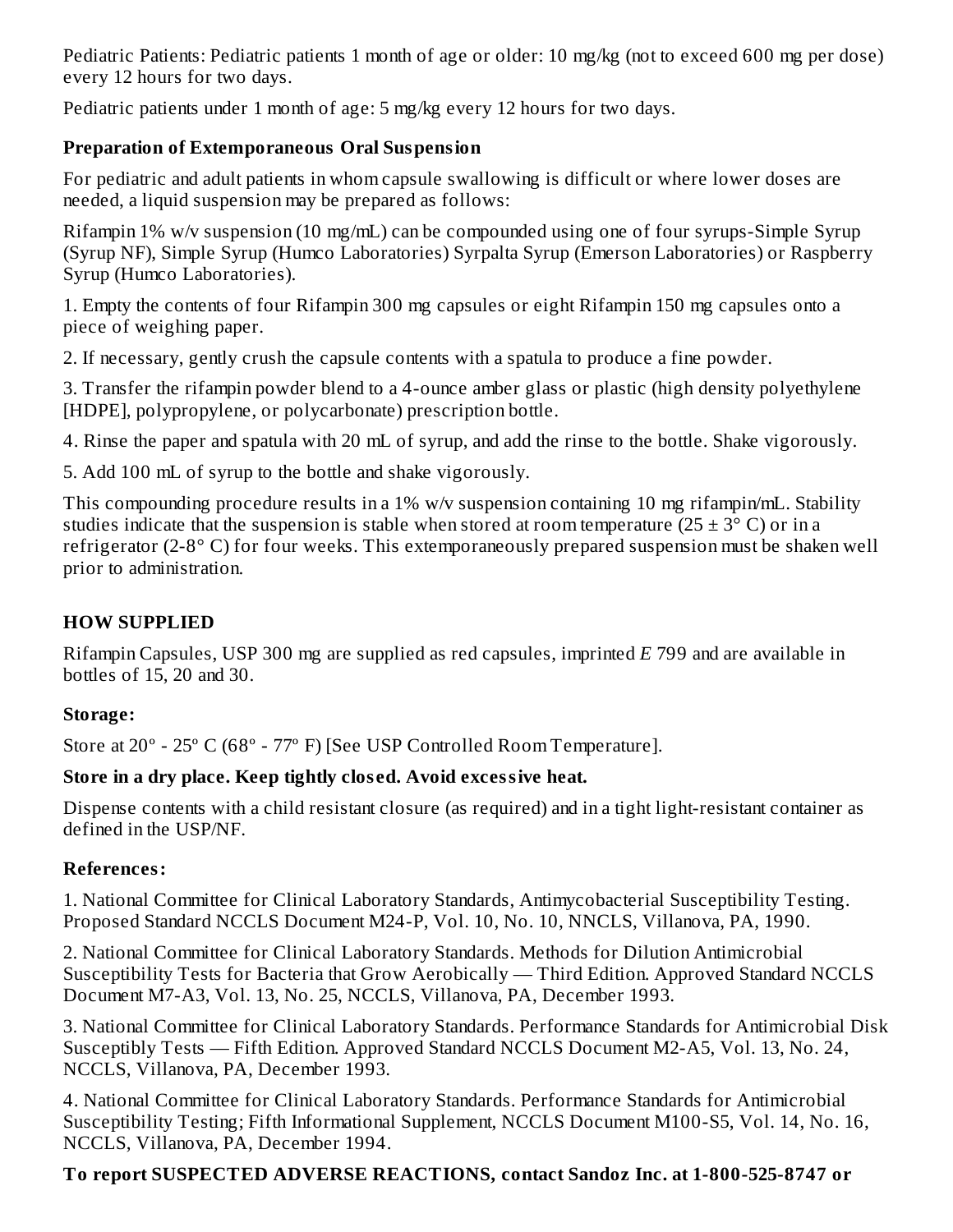Pediatric Patients: Pediatric patients 1 month of age or older: 10 mg/kg (not to exceed 600 mg per dose) every 12 hours for two days.

Pediatric patients under 1 month of age: 5 mg/kg every 12 hours for two days.

**Preparation of Extemporaneous Oral Suspension**

For pediatric and adult patients in whom capsule swallowing is difficult or where lower doses are needed, a liquid suspension may be prepared as follows:

Rifampin 1% w/v suspension (10 mg/mL) can be compounded using one of four syrups-Simple Syrup (Syrup NF), Simple Syrup (Humco Laboratories) Syrpalta Syrup (Emerson Laboratories) or Raspberry Syrup (Humco Laboratories).

1. Empty the contents of four Rifampin 300 mg capsules or eight Rifampin 150 mg capsules onto a piece of weighing paper.

2. If necessary, gently crush the capsule contents with a spatula to produce a fine powder.

3. Transfer the rifampin powder blend to a 4-ounce amber glass or plastic (high density polyethylene [HDPE], polypropylene, or polycarbonate) prescription bottle.

4. Rinse the paper and spatula with 20 mL of syrup, and add the rinse to the bottle. Shake vigorously.

5. Add 100 mL of syrup to the bottle and shake vigorously.

This compounding procedure results in a 1% w/v suspension containing 10 mg rifampin/mL. Stability studies indicate that the suspension is stable when stored at room temperature (25 ± 3° C) or in a refrigerator (2-8° C) for four weeks. This extemporaneously prepared suspension must be shaken well prior to administration.

## HOW SUPPLIED

Rifampin Capsules, USP 300 mg are supplied as red capsules, imprinted *E* 799 and are available in bottles of 15, 20 and 30.

**Storage:**

Store at 20º - 25º C (68º - 77º F) [See USP Controlled Room Temperature].

**Store in a dry place. Keep tightly closed. Avoid excessive heat.**

Dispense contents with a child resistant closure (as required) and in a tight light-resistant container as defined in the USP/NF.

**References:**

1. National Committee for Clinical Laboratory Standards, Antimycobacterial Susceptibility Testing. Proposed Standard NCCLS Document M24-P, Vol. 10, No. 10, NNCLS, Villanova, PA, 1990.

2. National Committee for Clinical Laboratory Standards. Methods for Dilution Antimicrobial Susceptibility Tests for Bacteria that Grow Aerobically — Third Edition. Approved Standard NCCLS Document M7-A3, Vol. 13, No. 25, NCCLS, Villanova, PA, December 1993.

3. National Committee for Clinical Laboratory Standards. Performance Standards for Antimicrobial Disk Susceptibly Tests — Fifth Edition. Approved Standard NCCLS Document M2-A5, Vol. 13, No. 24, NCCLS, Villanova, PA, December 1993.

4. National Committee for Clinical Laboratory Standards. Performance Standards for Antimicrobial Susceptibility Testing; Fifth Informational Supplement, NCCLS Document M100-S5, Vol. 14, No. 16, NCCLS, Villanova, PA, December 1994.

**To report SUSPECTED ADVERSE REACTIONS, contact Sandoz Inc. at 1-800-525-8747 or**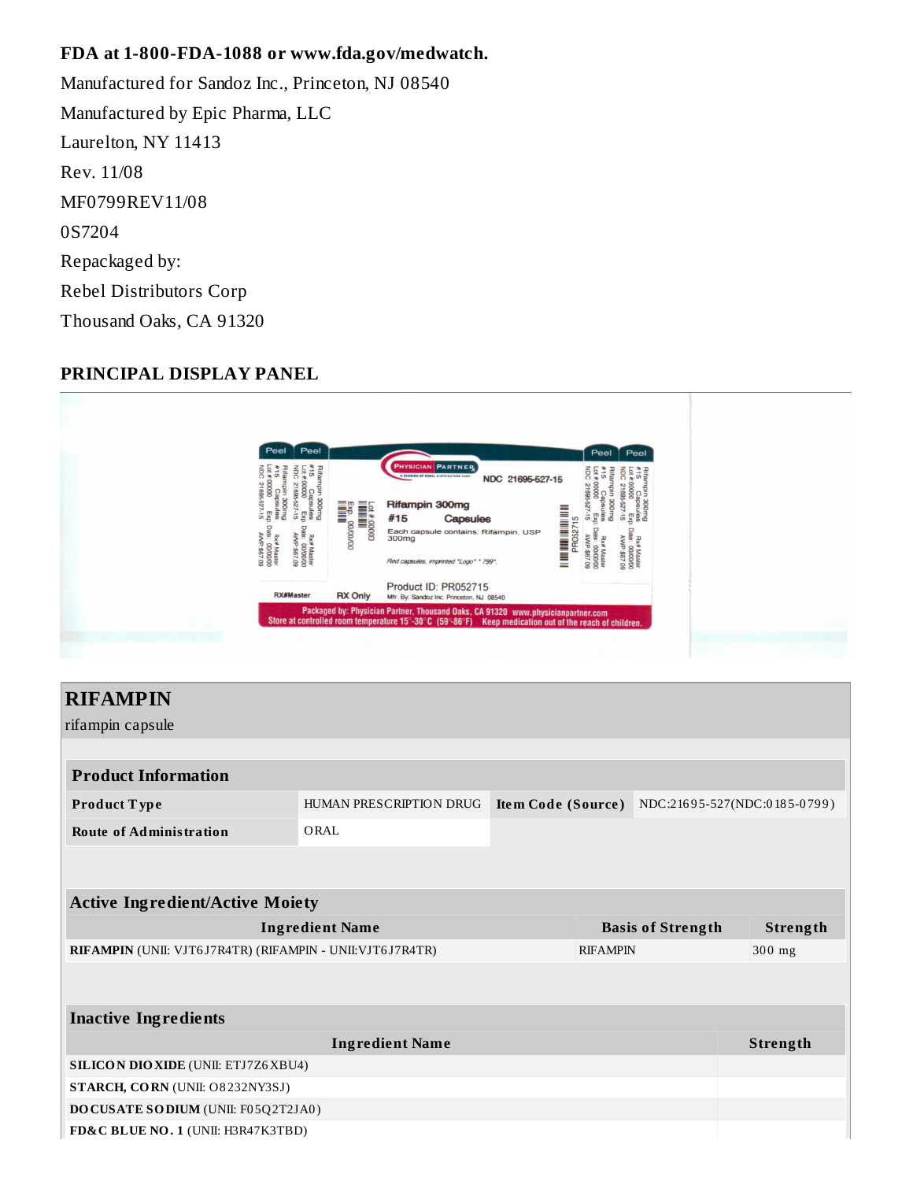**FDA at 1-800-FDA-1088 or www.fda.gov/medwatch.**

Manufactured for Sandoz Inc., Princeton, NJ 08540

Manufactured by Epic Pharma, LLC

Laurelton, NY 11413

Rev. 11/08

MF0799REV11/08

0S7204

Repackaged by:

Rebel Distributors Corp

Thousand Oaks, CA 91320

## PRINCIPAL DISPLAY PANEL

Physician Partner — A Division of Rebel Distributors Corp.

NDC 21695-527-15

Rifampin 300mg
#15 Capsules

Each capsule contains: Rifampin, USP 300mg

*Red capsules, imprinted "Logo" " 799".*

Product ID: PR052715

Mfr. By: Sandoz Inc. Princeton, NJ 08540

RX#Master

RX Only

Lot #:00000

Exp: 00/00/00

PR052715

Packaged by: Physician Partner, Thousand Oaks, CA 91320 www.physicianpartner.com

Store at controlled room temperature 15°-30°C (59°-86°F) Keep medication out of the reach of children.

Peel

Rifampin 300mg #15 Capsules Lot #:00000 NDC 21695-527-15 Exp Date: 00/00/00 Rx# Master AWP $67.09

## RIFAMPIN

rifampin capsule

| Product Information | | | |
|---|---|---|---|
| **Product Type** | HUMAN PRESCRIPTION DRUG | **Item Code (Source)** | NDC:21695-527(NDC:0185-0799) |
| **Route of Administration** | ORAL | | |

| Active Ingredient/Active Moiety | | |
|---|---|---|
| **Ingredient Name** | **Basis of Strength** | **Strength** |
| **RIFAMPIN** (UNII: VJT6J7R4TR) (RIFAMPIN - UNII:VJT6J7R4TR) | RIFAMPIN | 300 mg |

| Inactive Ingredients | |
|---|---|
| **Ingredient Name** | **Strength** |
| **SILICON DIOXIDE** (UNII: ETJ7Z6XBU4) | |
| **STARCH, CORN** (UNII: O8232NY3SJ) | |
| **DOCUSATE SODIUM** (UNII: F05Q2T2JA0) | |
| **FD&C BLUE NO. 1** (UNII: H3R47K3TBD) | |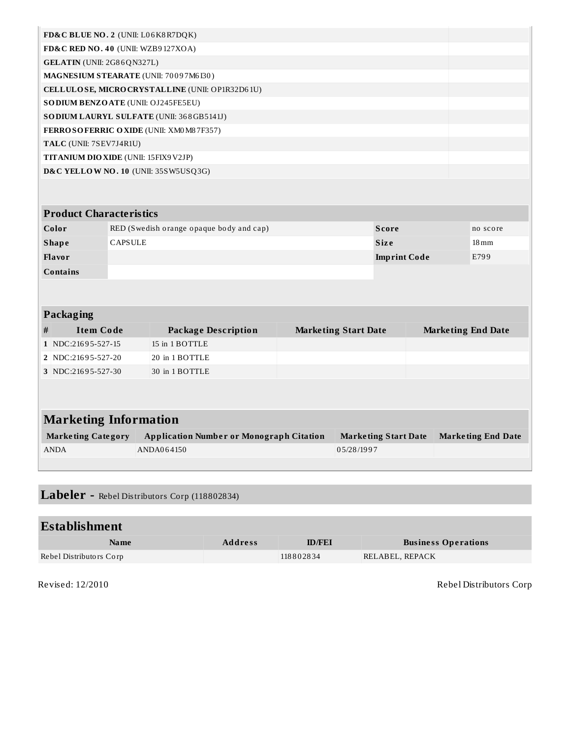| | |
|---|---|
| **FD&C BLUE NO. 2** (UNII: L06K8R7DQK) | |
| **FD&C RED NO. 40** (UNII: WZB9127XOA) | |
| **GELATIN** (UNII: 2G86QN327L) | |
| **MAGNESIUM STEARATE** (UNII: 70097M6I30) | |
| **CELLULOSE, MICROCRYSTALLINE** (UNII: OP1R32D61U) | |
| **SODIUM BENZOATE** (UNII: OJ245FE5EU) | |
| **SODIUM LAURYL SULFATE** (UNII: 368GB5141J) | |
| **FERROSOFERRIC OXIDE** (UNII: XM0M87F357) | |
| **TALC** (UNII: 7SEV7J4R1U) | |
| **TITANIUM DIOXIDE** (UNII: 15FIX9V2JP) | |
| **D&C YELLOW NO. 10** (UNII: 35SW5USQ3G) | |

| Product Characteristics | | | |
|---|---|---|---|
| **Color** | RED (Swedish orange opaque body and cap) | **Score** | no score |
| **Shape** | CAPSULE | **Size** | 18mm |
| **Flavor** | | **Imprint Code** | E799 |
| **Contains** | | | |

## Packaging

| # | Item Code | Package Description | Marketing Start Date | Marketing End Date |
|---|---|---|---|---|
| 1 | NDC:21695-527-15 | 15 in 1 BOTTLE | | |
| 2 | NDC:21695-527-20 | 20 in 1 BOTTLE | | |
| 3 | NDC:21695-527-30 | 30 in 1 BOTTLE | | |

## Marketing Information

| Marketing Category | Application Number or Monograph Citation | Marketing Start Date | Marketing End Date |
|---|---|---|---|
| ANDA | ANDA064150 | 05/28/1997 | |

## Labeler - Rebel Distributors Corp (118802834)

## Establishment

| Name | Address | ID/FEI | Business Operations |
|---|---|---|---|
| Rebel Distributors Corp | | 118802834 | RELABEL, REPACK |

Revised: 12/2010

Rebel Distributors Corp